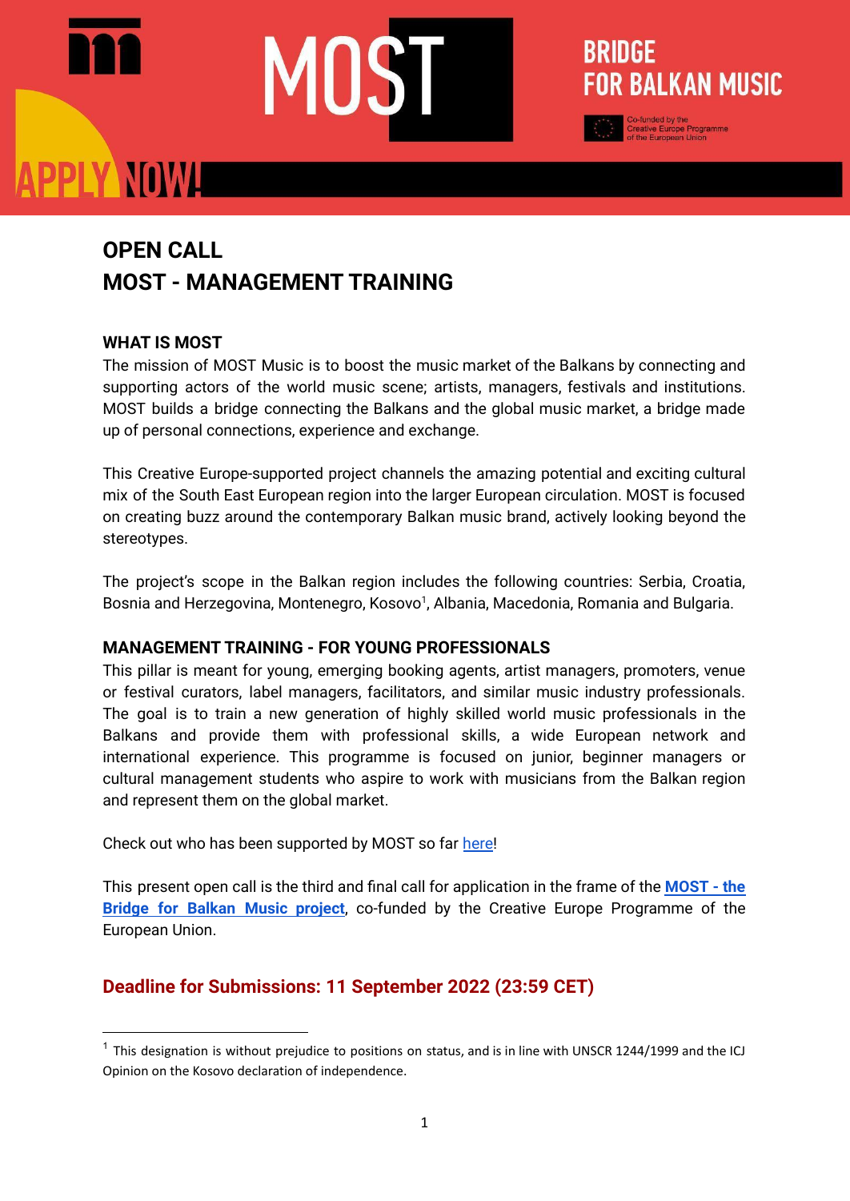MOST

BRIDGE FOR BALKAN MUSIC

Co-funded by the Creative Europe Programme of the European Union

APPLY NOW!

# OPEN CALL
# MOST - MANAGEMENT TRAINING

### WHAT IS MOST

The mission of MOST Music is to boost the music market of the Balkans by connecting and supporting actors of the world music scene; artists, managers, festivals and institutions. MOST builds a bridge connecting the Balkans and the global music market, a bridge made up of personal connections, experience and exchange.

This Creative Europe-supported project channels the amazing potential and exciting cultural mix of the South East European region into the larger European circulation. MOST is focused on creating buzz around the contemporary Balkan music brand, actively looking beyond the stereotypes.

The project's scope in the Balkan region includes the following countries: Serbia, Croatia, Bosnia and Herzegovina, Montenegro, Kosovo[1], Albania, Macedonia, Romania and Bulgaria.

### MANAGEMENT TRAINING - FOR YOUNG PROFESSIONALS

This pillar is meant for young, emerging booking agents, artist managers, promoters, venue or festival curators, label managers, facilitators, and similar music industry professionals. The goal is to train a new generation of highly skilled world music professionals in the Balkans and provide them with professional skills, a wide European network and international experience. This programme is focused on junior, beginner managers or cultural management students who aspire to work with musicians from the Balkan region and represent them on the global market.

Check out who has been supported by MOST so far here!

This present open call is the third and final call for application in the frame of the **MOST - the Bridge for Balkan Music project**, co-funded by the Creative Europe Programme of the European Union.

## Deadline for Submissions: 11 September 2022 (23:59 CET)

[1] This designation is without prejudice to positions on status, and is in line with UNSCR 1244/1999 and the ICJ Opinion on the Kosovo declaration of independence.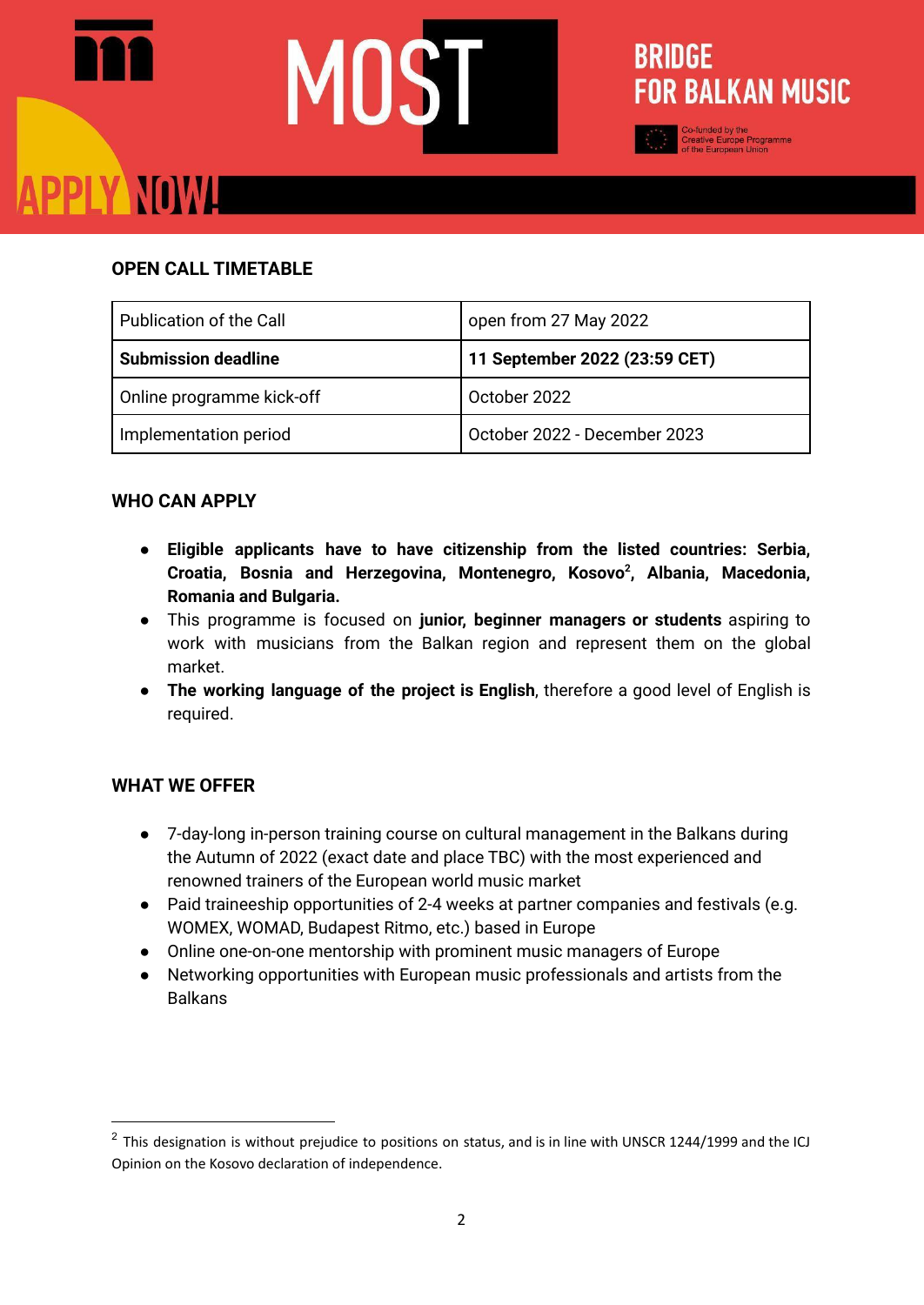**APPLY NOW!**

MOST

**BRIDGE FOR BALKAN MUSIC**

Co-funded by the Creative Europe Programme of the European Union

## OPEN CALL TIMETABLE

| | |
|---|---|
| Publication of the Call | open from 27 May 2022 |
| **Submission deadline** | **11 September 2022 (23:59 CET)** |
| Online programme kick-off | October 2022 |
| Implementation period | October 2022 - December 2023 |

## WHO CAN APPLY

- **Eligible applicants have to have citizenship from the listed countries: Serbia, Croatia, Bosnia and Herzegovina, Montenegro, Kosovo[2], Albania, Macedonia, Romania and Bulgaria.**
- This programme is focused on **junior, beginner managers or students** aspiring to work with musicians from the Balkan region and represent them on the global market.
- **The working language of the project is English**, therefore a good level of English is required.

## WHAT WE OFFER

- 7-day-long in-person training course on cultural management in the Balkans during the Autumn of 2022 (exact date and place TBC) with the most experienced and renowned trainers of the European world music market
- Paid traineeship opportunities of 2-4 weeks at partner companies and festivals (e.g. WOMEX, WOMAD, Budapest Ritmo, etc.) based in Europe
- Online one-on-one mentorship with prominent music managers of Europe
- Networking opportunities with European music professionals and artists from the Balkans

---

[2] This designation is without prejudice to positions on status, and is in line with UNSCR 1244/1999 and the ICJ Opinion on the Kosovo declaration of independence.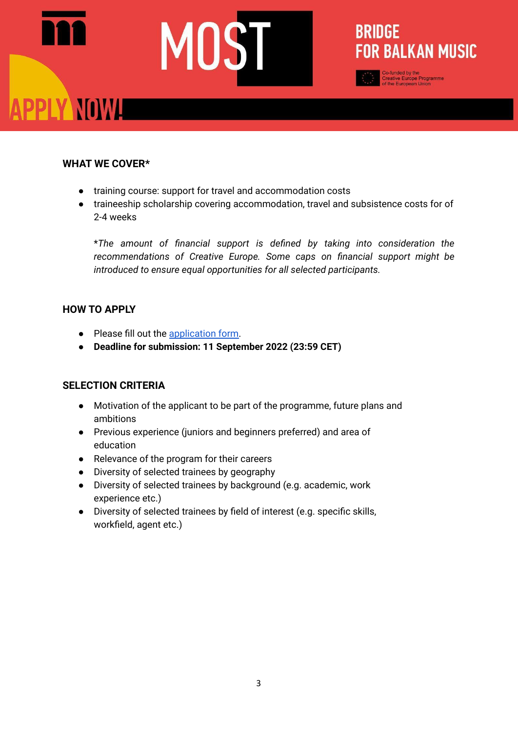## WHAT WE COVER*

- training course: support for travel and accommodation costs
- traineeship scholarship covering accommodation, travel and subsistence costs for of 2-4 weeks

  **The amount of financial support is defined by taking into consideration the recommendations of Creative Europe. Some caps on financial support might be introduced to ensure equal opportunities for all selected participants.*

## HOW TO APPLY

- Please fill out the application form.
- **Deadline for submission: 11 September 2022 (23:59 CET)**

## SELECTION CRITERIA

- Motivation of the applicant to be part of the programme, future plans and ambitions
- Previous experience (juniors and beginners preferred) and area of education
- Relevance of the program for their careers
- Diversity of selected trainees by geography
- Diversity of selected trainees by background (e.g. academic, work experience etc.)
- Diversity of selected trainees by field of interest (e.g. specific skills, workfield, agent etc.)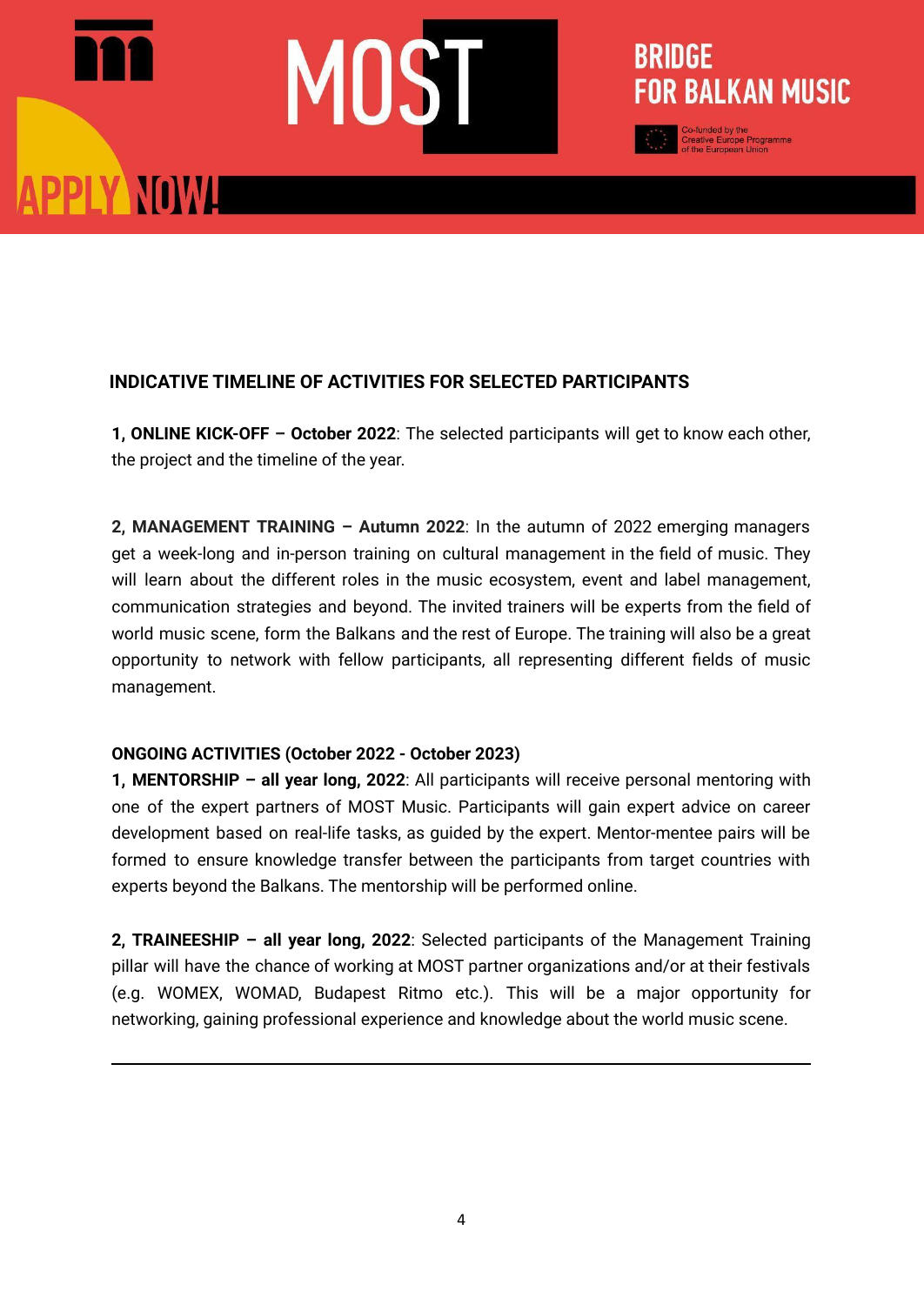## INDICATIVE TIMELINE OF ACTIVITIES FOR SELECTED PARTICIPANTS

**1, ONLINE KICK-OFF – October 2022**: The selected participants will get to know each other, the project and the timeline of the year.

**2, MANAGEMENT TRAINING – Autumn 2022**: In the autumn of 2022 emerging managers get a week-long and in-person training on cultural management in the field of music. They will learn about the different roles in the music ecosystem, event and label management, communication strategies and beyond. The invited trainers will be experts from the field of world music scene, form the Balkans and the rest of Europe. The training will also be a great opportunity to network with fellow participants, all representing different fields of music management.

**ONGOING ACTIVITIES (October 2022 - October 2023)**

**1, MENTORSHIP – all year long, 2022**: All participants will receive personal mentoring with one of the expert partners of MOST Music. Participants will gain expert advice on career development based on real-life tasks, as guided by the expert. Mentor-mentee pairs will be formed to ensure knowledge transfer between the participants from target countries with experts beyond the Balkans. The mentorship will be performed online.

**2, TRAINEESHIP – all year long, 2022**: Selected participants of the Management Training pillar will have the chance of working at MOST partner organizations and/or at their festivals (e.g. WOMEX, WOMAD, Budapest Ritmo etc.). This will be a major opportunity for networking, gaining professional experience and knowledge about the world music scene.

---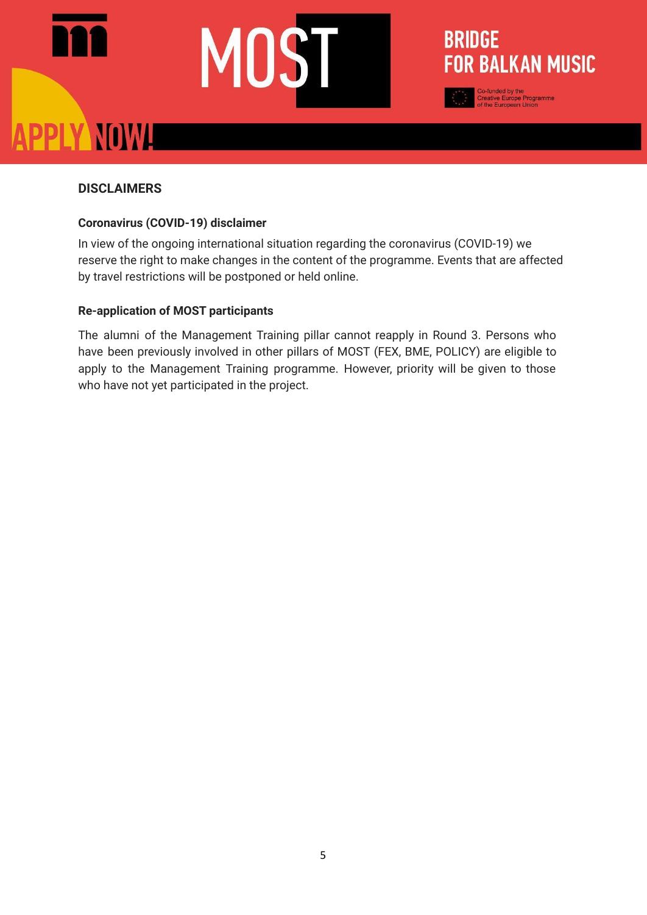## DISCLAIMERS

### Coronavirus (COVID-19) disclaimer

In view of the ongoing international situation regarding the coronavirus (COVID-19) we reserve the right to make changes in the content of the programme. Events that are affected by travel restrictions will be postponed or held online.

### Re-application of MOST participants

The alumni of the Management Training pillar cannot reapply in Round 3. Persons who have been previously involved in other pillars of MOST (FEX, BME, POLICY) are eligible to apply to the Management Training programme. However, priority will be given to those who have not yet participated in the project.